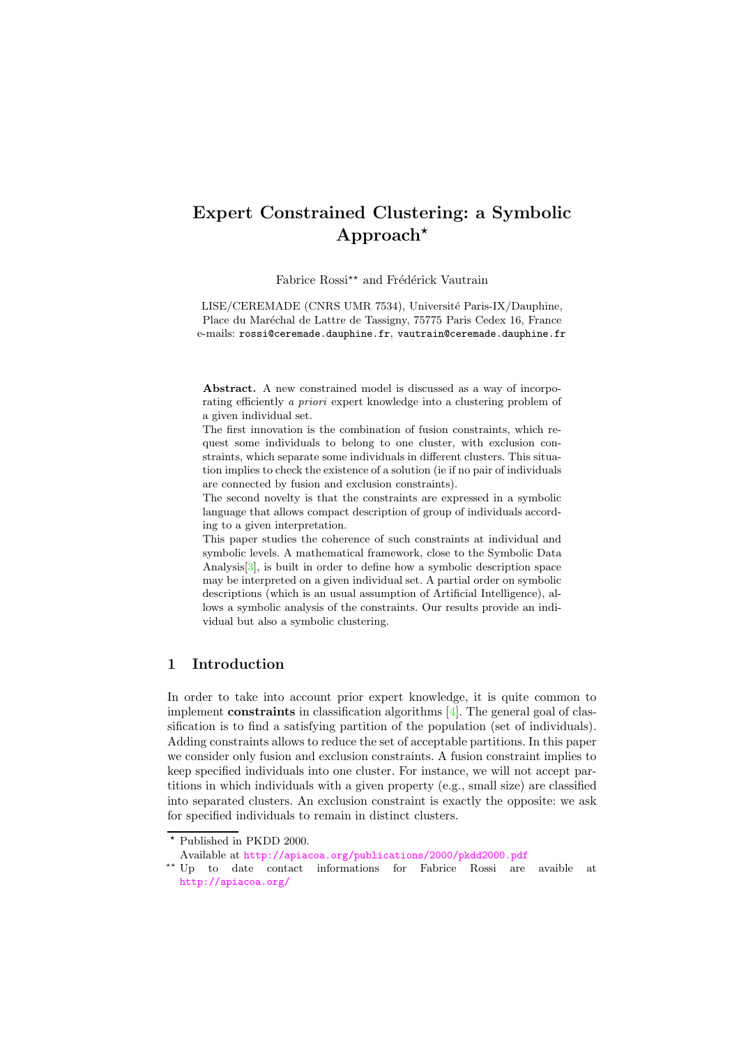# Expert Constrained Clustering: a Symbolic Approach*

Fabrice Rossi** and Frédérick Vautrain

LISE/CEREMADE (CNRS UMR 7534), Université Paris-IX/Dauphine,
Place du Maréchal de Lattre de Tassigny, 75775 Paris Cedex 16, France
e-mails: rossi@ceremade.dauphine.fr, vautrain@ceremade.dauphine.fr

**Abstract.** A new constrained model is discussed as a way of incorporating efficiently *a priori* expert knowledge into a clustering problem of a given individual set.
The first innovation is the combination of fusion constraints, which request some individuals to belong to one cluster, with exclusion constraints, which separate some individuals in different clusters. This situation implies to check the existence of a solution (ie if no pair of individuals are connected by fusion and exclusion constraints).
The second novelty is that the constraints are expressed in a symbolic language that allows compact description of group of individuals according to a given interpretation.
This paper studies the coherence of such constraints at individual and symbolic levels. A mathematical framework, close to the Symbolic Data Analysis[3], is built in order to define how a symbolic description space may be interpreted on a given individual set. A partial order on symbolic descriptions (which is an usual assumption of Artificial Intelligence), allows a symbolic analysis of the constraints. Our results provide an individual but also a symbolic clustering.

## 1 Introduction

In order to take into account prior expert knowledge, it is quite common to implement **constraints** in classification algorithms [4]. The general goal of classification is to find a satisfying partition of the population (set of individuals). Adding constraints allows to reduce the set of acceptable partitions. In this paper we consider only fusion and exclusion constraints. A fusion constraint implies to keep specified individuals into one cluster. For instance, we will not accept partitions in which individuals with a given property (e.g., small size) are classified into separated clusters. An exclusion constraint is exactly the opposite: we ask for specified individuals to remain in distinct clusters.

* Published in PKDD 2000.
Available at http://apiacoa.org/publications/2000/pkdd2000.pdf

** Up to date contact informations for Fabrice Rossi are avaible at http://apiacoa.org/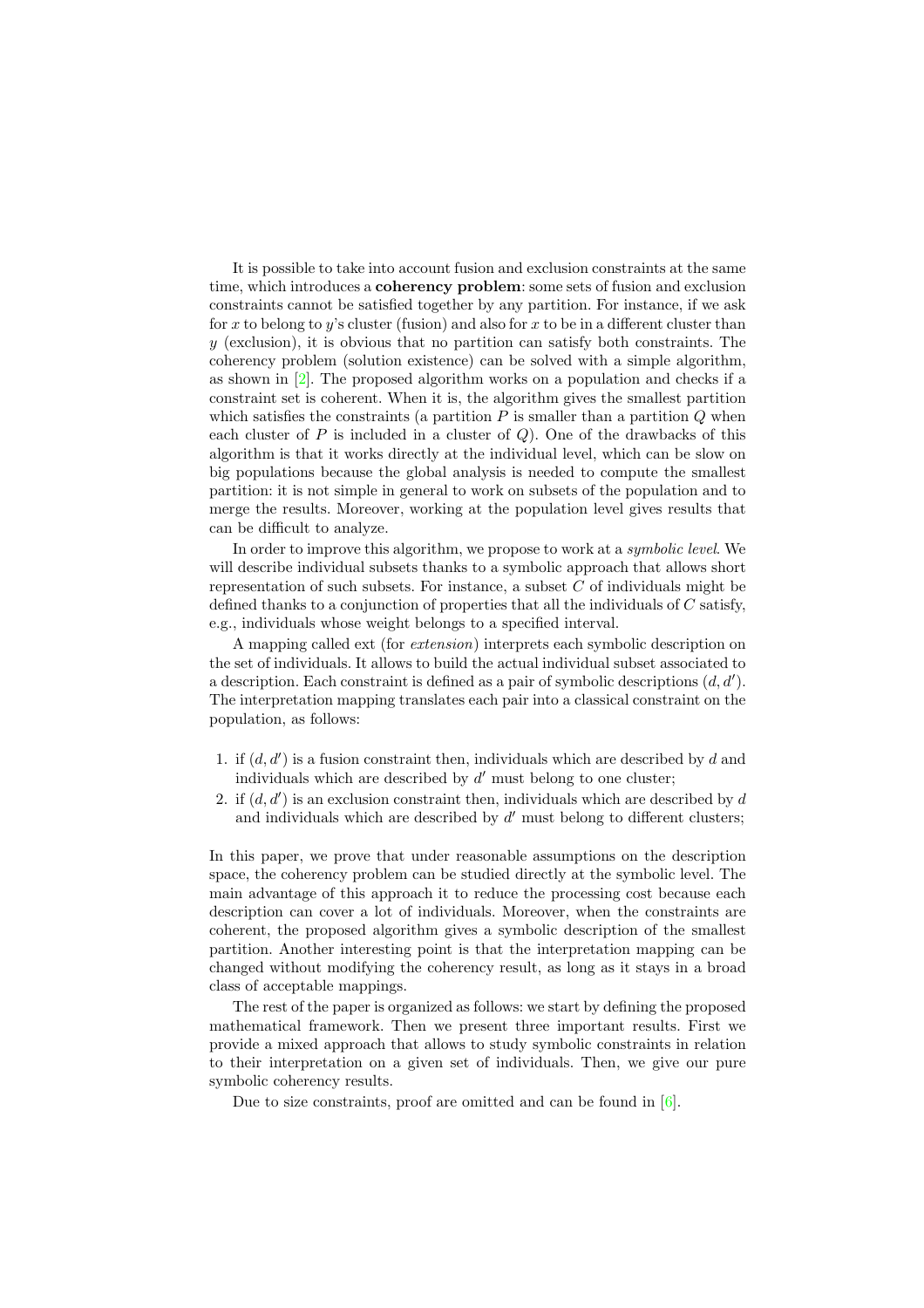It is possible to take into account fusion and exclusion constraints at the same time, which introduces a **coherency problem**: some sets of fusion and exclusion constraints cannot be satisfied together by any partition. For instance, if we ask for $x$ to belong to $y$'s cluster (fusion) and also for $x$ to be in a different cluster than $y$ (exclusion), it is obvious that no partition can satisfy both constraints. The coherency problem (solution existence) can be solved with a simple algorithm, as shown in [2]. The proposed algorithm works on a population and checks if a constraint set is coherent. When it is, the algorithm gives the smallest partition which satisfies the constraints (a partition $P$ is smaller than a partition $Q$ when each cluster of $P$ is included in a cluster of $Q$). One of the drawbacks of this algorithm is that it works directly at the individual level, which can be slow on big populations because the global analysis is needed to compute the smallest partition: it is not simple in general to work on subsets of the population and to merge the results. Moreover, working at the population level gives results that can be difficult to analyze.

In order to improve this algorithm, we propose to work at a *symbolic level*. We will describe individual subsets thanks to a symbolic approach that allows short representation of such subsets. For instance, a subset $C$ of individuals might be defined thanks to a conjunction of properties that all the individuals of $C$ satisfy, e.g., individuals whose weight belongs to a specified interval.

A mapping called ext (for *extension*) interprets each symbolic description on the set of individuals. It allows to build the actual individual subset associated to a description. Each constraint is defined as a pair of symbolic descriptions $(d, d')$. The interpretation mapping translates each pair into a classical constraint on the population, as follows:

1. if $(d, d')$ is a fusion constraint then, individuals which are described by $d$ and individuals which are described by $d'$ must belong to one cluster;
2. if $(d, d')$ is an exclusion constraint then, individuals which are described by $d$ and individuals which are described by $d'$ must belong to different clusters;

In this paper, we prove that under reasonable assumptions on the description space, the coherency problem can be studied directly at the symbolic level. The main advantage of this approach it to reduce the processing cost because each description can cover a lot of individuals. Moreover, when the constraints are coherent, the proposed algorithm gives a symbolic description of the smallest partition. Another interesting point is that the interpretation mapping can be changed without modifying the coherency result, as long as it stays in a broad class of acceptable mappings.

The rest of the paper is organized as follows: we start by defining the proposed mathematical framework. Then we present three important results. First we provide a mixed approach that allows to study symbolic constraints in relation to their interpretation on a given set of individuals. Then, we give our pure symbolic coherency results.

Due to size constraints, proof are omitted and can be found in [6].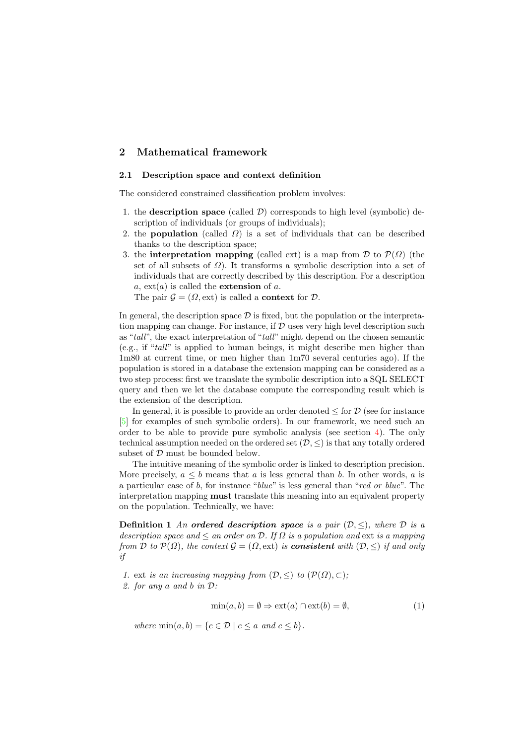## 2 Mathematical framework

### 2.1 Description space and context definition

The considered constrained classification problem involves:

1. the **description space** (called $\mathcal{D}$) corresponds to high level (symbolic) description of individuals (or groups of individuals);
2. the **population** (called $\Omega$) is a set of individuals that can be described thanks to the description space;
3. the **interpretation mapping** (called ext) is a map from $\mathcal{D}$ to $\mathcal{P}(\Omega)$ (the set of all subsets of $\Omega$). It transforms a symbolic description into a set of individuals that are correctly described by this description. For a description $a$, $\text{ext}(a)$ is called the **extension** of $a$.
   The pair $\mathcal{G} = (\Omega, \text{ext})$ is called a **context** for $\mathcal{D}$.

In general, the description space $\mathcal{D}$ is fixed, but the population or the interpretation mapping can change. For instance, if $\mathcal{D}$ uses very high level description such as "*tall*", the exact interpretation of "*tall*" might depend on the chosen semantic (e.g., if "*tall*" is applied to human beings, it might describe men higher than 1m80 at current time, or men higher than 1m70 several centuries ago). If the population is stored in a database the extension mapping can be considered as a two step process: first we translate the symbolic description into a SQL SELECT query and then we let the database compute the corresponding result which is the extension of the description.

In general, it is possible to provide an order denoted $\leq$ for $\mathcal{D}$ (see for instance [5] for examples of such symbolic orders). In our framework, we need such an order to be able to provide pure symbolic analysis (see section 4). The only technical assumption needed on the ordered set $(\mathcal{D}, \leq)$ is that any totally ordered subset of $\mathcal{D}$ must be bounded below.

The intuitive meaning of the symbolic order is linked to description precision. More precisely, $a \leq b$ means that $a$ is less general than $b$. In other words, $a$ is a particular case of $b$, for instance "*blue*" is less general than "*red or blue*". The interpretation mapping **must** translate this meaning into an equivalent property on the population. Technically, we have:

**Definition 1** *An* ***ordered description space*** *is a pair $(\mathcal{D}, \leq)$, where $\mathcal{D}$ is a description space and $\leq$ an order on $\mathcal{D}$. If $\Omega$ is a population and* ext *is a mapping from $\mathcal{D}$ to $\mathcal{P}(\Omega)$, the context $\mathcal{G} = (\Omega, \text{ext})$ is* ***consistent*** *with $(\mathcal{D}, \leq)$ if and only if*

1. ext *is an increasing mapping from $(\mathcal{D}, \leq)$ to $(\mathcal{P}(\Omega), \subset)$;*
2. *for any $a$ and $b$ in $\mathcal{D}$:*

$$\min(a, b) = \emptyset \Rightarrow \text{ext}(a) \cap \text{ext}(b) = \emptyset, \tag{1}$$

*where $\min(a, b) = \{c \in \mathcal{D} \mid c \leq a \text{ and } c \leq b\}$.*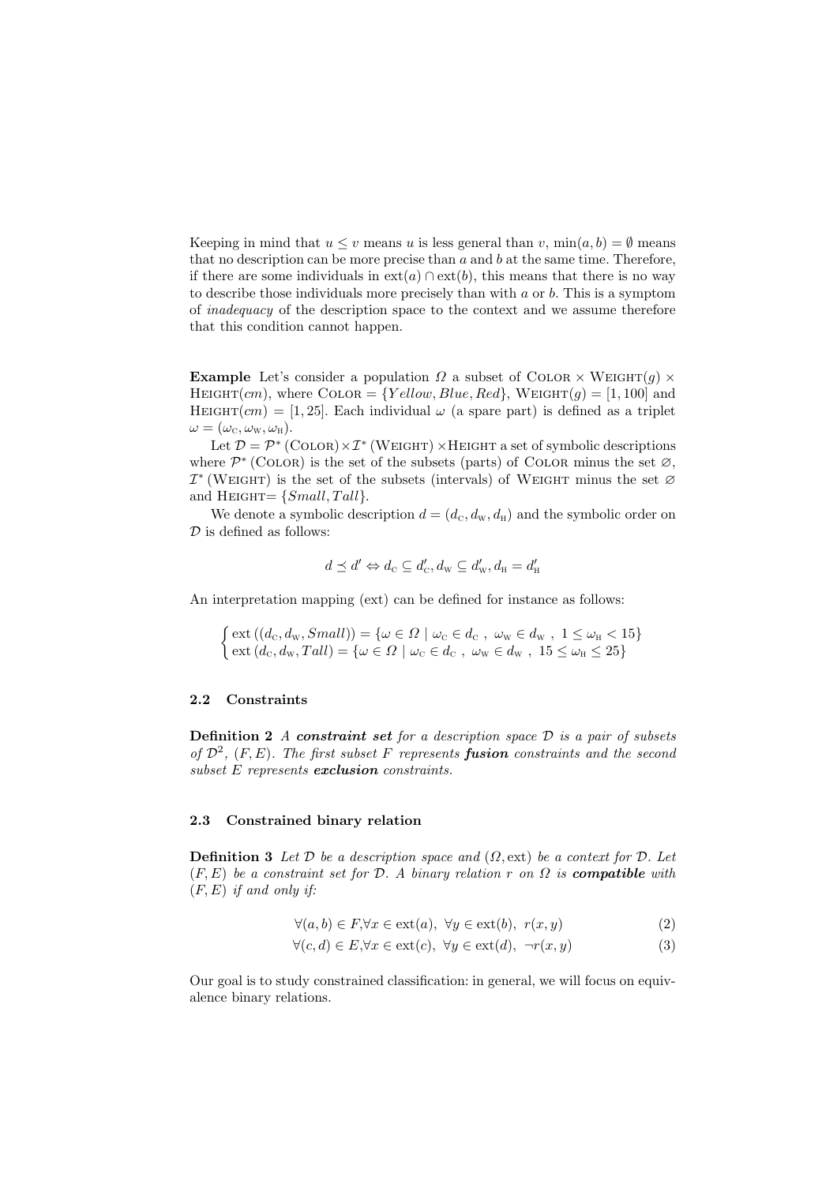Keeping in mind that $u \leq v$ means $u$ is less general than $v$, $\min(a, b) = \emptyset$ means that no description can be more precise than $a$ and $b$ at the same time. Therefore, if there are some individuals in $\mathrm{ext}(a) \cap \mathrm{ext}(b)$, this means that there is no way to describe those individuals more precisely than with $a$ or $b$. This is a symptom of *inadequacy* of the description space to the context and we assume therefore that this condition cannot happen.

**Example** Let's consider a population $\Omega$ a subset of $\textsc{Color} \times \textsc{Weight}(g) \times \textsc{Height}(cm)$, where $\textsc{Color} = \{Yellow, Blue, Red\}$, $\textsc{Weight}(g) = [1, 100]$ and $\textsc{Height}(cm) = [1, 25]$. Each individual $\omega$ (a spare part) is defined as a triplet $\omega = (\omega_{\mathrm{C}}, \omega_{\mathrm{W}}, \omega_{\mathrm{H}})$.

Let $\mathcal{D} = \mathcal{P}^*(\textsc{Color}) \times \mathcal{I}^*(\textsc{Weight}) \times \textsc{Height}$ a set of symbolic descriptions where $\mathcal{P}^*(\textsc{Color})$ is the set of the subsets (parts) of $\textsc{Color}$ minus the set $\varnothing$, $\mathcal{I}^*(\textsc{Weight})$ is the set of the subsets (intervals) of $\textsc{Weight}$ minus the set $\varnothing$ and $\textsc{Height} = \{Small, Tall\}$.

We denote a symbolic description $d = (d_{\mathrm{C}}, d_{\mathrm{W}}, d_{\mathrm{H}})$ and the symbolic order on $\mathcal{D}$ is defined as follows:

$$d \preceq d' \Leftrightarrow d_{\mathrm{C}} \subseteq d'_{\mathrm{C}}, d_{\mathrm{W}} \subseteq d'_{\mathrm{W}}, d_{\mathrm{H}} = d'_{\mathrm{H}}$$

An interpretation mapping (ext) can be defined for instance as follows:

$$\begin{cases} \mathrm{ext}\left((d_{\mathrm{C}}, d_{\mathrm{W}}, Small)\right) = \{\omega \in \Omega \mid \omega_{\mathrm{C}} \in d_{\mathrm{C}} \ , \ \omega_{\mathrm{W}} \in d_{\mathrm{W}} \ , \ 1 \leq \omega_{\mathrm{H}} < 15\} \\ \mathrm{ext}\left(d_{\mathrm{C}}, d_{\mathrm{W}}, Tall\right) = \{\omega \in \Omega \mid \omega_{\mathrm{C}} \in d_{\mathrm{C}} \ , \ \omega_{\mathrm{W}} \in d_{\mathrm{W}} \ , \ 15 \leq \omega_{\mathrm{H}} \leq 25\} \end{cases}$$

### 2.2 Constraints

**Definition 2** *A **constraint set** for a description space $\mathcal{D}$ is a pair of subsets of $\mathcal{D}^2$, $(F, E)$. The first subset $F$ represents **fusion** constraints and the second subset $E$ represents **exclusion** constraints.*

### 2.3 Constrained binary relation

**Definition 3** *Let $\mathcal{D}$ be a description space and $(\Omega, \mathrm{ext})$ be a context for $\mathcal{D}$. Let $(F, E)$ be a constraint set for $\mathcal{D}$. A binary relation $r$ on $\Omega$ is **compatible** with $(F, E)$ if and only if:*

$$\forall (a, b) \in F, \forall x \in \mathrm{ext}(a), \ \forall y \in \mathrm{ext}(b), \ r(x, y) \tag{2}$$

$$\forall (c, d) \in E, \forall x \in \mathrm{ext}(c), \ \forall y \in \mathrm{ext}(d), \ \neg r(x, y) \tag{3}$$

Our goal is to study constrained classification: in general, we will focus on equivalence binary relations.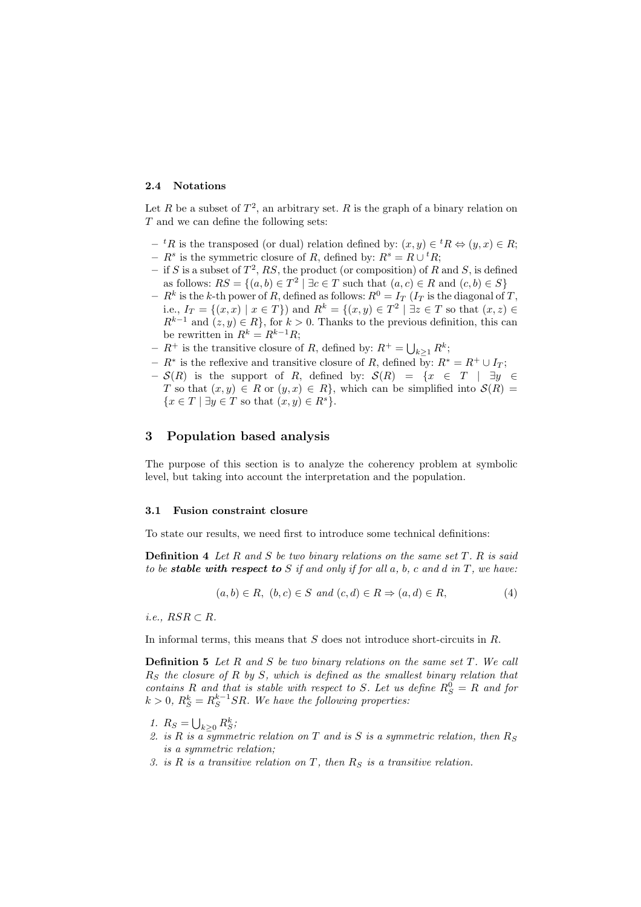### 2.4 Notations

Let $R$ be a subset of $T^2$, an arbitrary set. $R$ is the graph of a binary relation on $T$ and we can define the following sets:

- ${}^tR$ is the transposed (or dual) relation defined by: $(x, y) \in {}^tR \Leftrightarrow (y, x) \in R$;
- $R^s$ is the symmetric closure of $R$, defined by: $R^s = R \cup {}^tR$;
- if $S$ is a subset of $T^2$, $RS$, the product (or composition) of $R$ and $S$, is defined as follows: $RS = \{(a, b) \in T^2 \mid \exists c \in T$ such that $(a, c) \in R$ and $(c, b) \in S\}$
- $R^k$ is the $k$-th power of $R$, defined as follows: $R^0 = I_T$ ($I_T$ is the diagonal of $T$, i.e., $I_T = \{(x, x) \mid x \in T\}$) and $R^k = \{(x, y) \in T^2 \mid \exists z \in T$ so that $(x, z) \in R^{k-1}$ and $(z, y) \in R\}$, for $k > 0$. Thanks to the previous definition, this can be rewritten in $R^k = R^{k-1}R$;
- $R^+$ is the transitive closure of $R$, defined by: $R^+ = \bigcup_{k \geq 1} R^k$;
- $R^*$ is the reflexive and transitive closure of $R$, defined by: $R^* = R^+ \cup I_T$;
- $\mathcal{S}(R)$ is the support of $R$, defined by: $\mathcal{S}(R) = \{x \in T \mid \exists y \in T$ so that $(x, y) \in R$ or $(y, x) \in R\}$, which can be simplified into $\mathcal{S}(R) = \{x \in T \mid \exists y \in T$ so that $(x, y) \in R^s\}$.

## 3 Population based analysis

The purpose of this section is to analyze the coherency problem at symbolic level, but taking into account the interpretation and the population.

### 3.1 Fusion constraint closure

To state our results, we need first to introduce some technical definitions:

**Definition 4** *Let $R$ and $S$ be two binary relations on the same set $T$. $R$ is said to be* ***stable with respect to*** *$S$ if and only if for all $a$, $b$, $c$ and $d$ in $T$, we have:*

$$(a, b) \in R, \ (b, c) \in S \text{ and } (c, d) \in R \Rightarrow (a, d) \in R, \tag{4}$$

*i.e., $RSR \subset R$.*

In informal terms, this means that $S$ does not introduce short-circuits in $R$.

**Definition 5** *Let $R$ and $S$ be two binary relations on the same set $T$. We call $R_S$ the closure of $R$ by $S$, which is defined as the smallest binary relation that contains $R$ and that is stable with respect to $S$. Let us define $R_S^0 = R$ and for $k > 0$, $R_S^k = R_S^{k-1}SR$. We have the following properties:*

1. *$R_S = \bigcup_{k \geq 0} R_S^k$;*
2. *is $R$ is a symmetric relation on $T$ and is $S$ is a symmetric relation, then $R_S$ is a symmetric relation;*
3. *is $R$ is a transitive relation on $T$, then $R_S$ is a transitive relation.*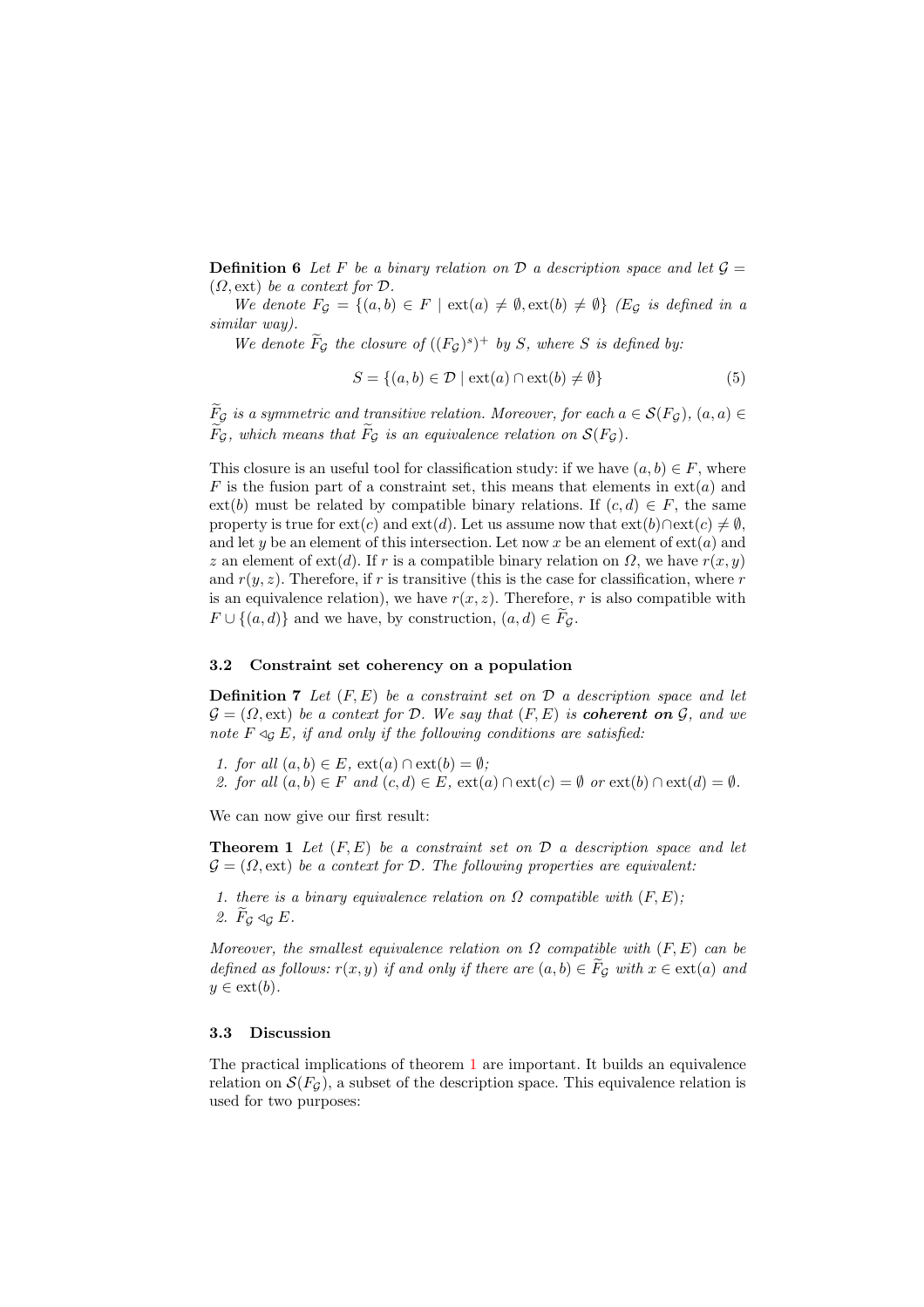**Definition 6** *Let $F$ be a binary relation on $\mathcal{D}$ a description space and let $\mathcal{G} = (\Omega, \mathrm{ext})$ be a context for $\mathcal{D}$.*

*We denote $F_{\mathcal{G}} = \{(a,b) \in F \mid \mathrm{ext}(a) \neq \emptyset, \mathrm{ext}(b) \neq \emptyset\}$ ($E_{\mathcal{G}}$ is defined in a similar way).*

*We denote $\widetilde{F}_{\mathcal{G}}$ the closure of $((F_{\mathcal{G}})^s)^+$ by $S$, where $S$ is defined by:*

$$S = \{(a,b) \in \mathcal{D} \mid \mathrm{ext}(a) \cap \mathrm{ext}(b) \neq \emptyset\} \tag{5}$$

*$\widetilde{F}_{\mathcal{G}}$ is a symmetric and transitive relation. Moreover, for each $a \in \mathcal{S}(F_{\mathcal{G}})$, $(a,a) \in \widetilde{F}_{\mathcal{G}}$, which means that $\widetilde{F}_{\mathcal{G}}$ is an equivalence relation on $\mathcal{S}(F_{\mathcal{G}})$.*

This closure is an useful tool for classification study: if we have $(a,b) \in F$, where $F$ is the fusion part of a constraint set, this means that elements in $\mathrm{ext}(a)$ and $\mathrm{ext}(b)$ must be related by compatible binary relations. If $(c,d) \in F$, the same property is true for $\mathrm{ext}(c)$ and $\mathrm{ext}(d)$. Let us assume now that $\mathrm{ext}(b) \cap \mathrm{ext}(c) \neq \emptyset$, and let $y$ be an element of this intersection. Let now $x$ be an element of $\mathrm{ext}(a)$ and $z$ an element of $\mathrm{ext}(d)$. If $r$ is a compatible binary relation on $\Omega$, we have $r(x,y)$ and $r(y,z)$. Therefore, if $r$ is transitive (this is the case for classification, where $r$ is an equivalence relation), we have $r(x,z)$. Therefore, $r$ is also compatible with $F \cup \{(a,d)\}$ and we have, by construction, $(a,d) \in \widetilde{F}_{\mathcal{G}}$.

### 3.2 Constraint set coherency on a population

**Definition 7** *Let $(F,E)$ be a constraint set on $\mathcal{D}$ a description space and let $\mathcal{G} = (\Omega, \mathrm{ext})$ be a context for $\mathcal{D}$. We say that $(F,E)$ is* ***coherent on*** $\mathcal{G}$*, and we note $F \lhd_{\mathcal{G}} E$, if and only if the following conditions are satisfied:*

1. *for all $(a,b) \in E$, $\mathrm{ext}(a) \cap \mathrm{ext}(b) = \emptyset$;*
2. *for all $(a,b) \in F$ and $(c,d) \in E$, $\mathrm{ext}(a) \cap \mathrm{ext}(c) = \emptyset$ or $\mathrm{ext}(b) \cap \mathrm{ext}(d) = \emptyset$.*

We can now give our first result:

**Theorem 1** *Let $(F,E)$ be a constraint set on $\mathcal{D}$ a description space and let $\mathcal{G} = (\Omega, \mathrm{ext})$ be a context for $\mathcal{D}$. The following properties are equivalent:*

1. *there is a binary equivalence relation on $\Omega$ compatible with $(F,E)$;*
2. *$\widetilde{F}_{\mathcal{G}} \lhd_{\mathcal{G}} E$.*

*Moreover, the smallest equivalence relation on $\Omega$ compatible with $(F,E)$ can be defined as follows: $r(x,y)$ if and only if there are $(a,b) \in \widetilde{F}_{\mathcal{G}}$ with $x \in \mathrm{ext}(a)$ and $y \in \mathrm{ext}(b)$.*

### 3.3 Discussion

The practical implications of theorem 1 are important. It builds an equivalence relation on $\mathcal{S}(F_{\mathcal{G}})$, a subset of the description space. This equivalence relation is used for two purposes: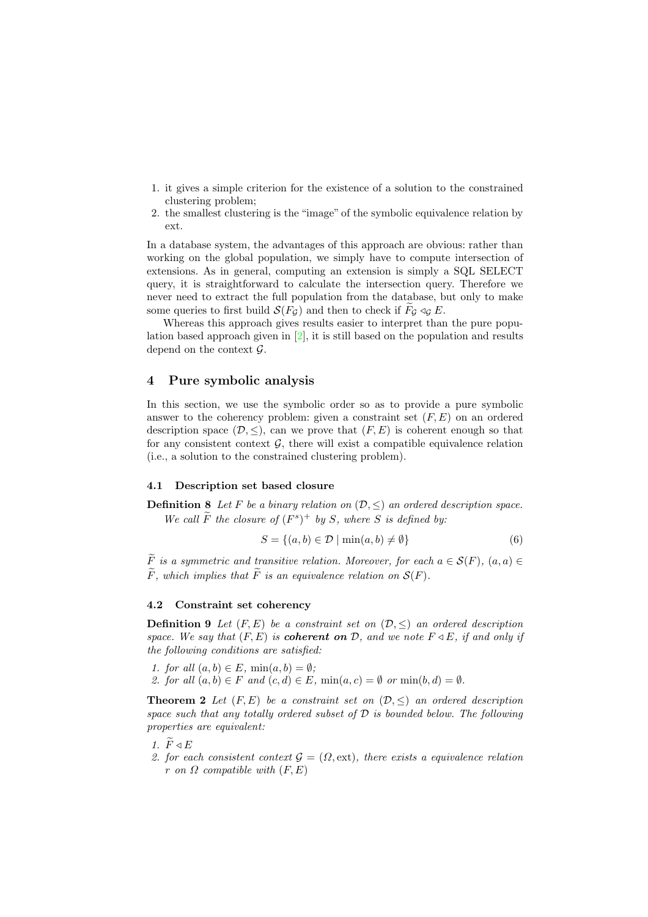1. it gives a simple criterion for the existence of a solution to the constrained clustering problem;
2. the smallest clustering is the "image" of the symbolic equivalence relation by ext.

In a database system, the advantages of this approach are obvious: rather than working on the global population, we simply have to compute intersection of extensions. As in general, computing an extension is simply a SQL SELECT query, it is straightforward to calculate the intersection query. Therefore we never need to extract the full population from the database, but only to make some queries to first build $\mathcal{S}(F_\mathcal{G})$ and then to check if $\widetilde{F}_\mathcal{G} \lhd_\mathcal{G} E$.

Whereas this approach gives results easier to interpret than the pure population based approach given in [2], it is still based on the population and results depend on the context $\mathcal{G}$.

## 4 Pure symbolic analysis

In this section, we use the symbolic order so as to provide a pure symbolic answer to the coherency problem: given a constraint set $(F, E)$ on an ordered description space $(\mathcal{D}, \leq)$, can we prove that $(F, E)$ is coherent enough so that for any consistent context $\mathcal{G}$, there will exist a compatible equivalence relation (i.e., a solution to the constrained clustering problem).

### 4.1 Description set based closure

**Definition 8** *Let $F$ be a binary relation on $(\mathcal{D}, \leq)$ an ordered description space. We call $\widetilde{F}$ the closure of $(F^s)^+$ by $S$, where $S$ is defined by:*

$$S = \{(a, b) \in \mathcal{D} \mid \min(a, b) \neq \emptyset\} \tag{6}$$

*$\widetilde{F}$ is a symmetric and transitive relation. Moreover, for each $a \in \mathcal{S}(F)$, $(a, a) \in \widetilde{F}$, which implies that $\widetilde{F}$ is an equivalence relation on $\mathcal{S}(F)$.*

### 4.2 Constraint set coherency

**Definition 9** *Let $(F, E)$ be a constraint set on $(\mathcal{D}, \leq)$ an ordered description space. We say that $(F, E)$ is* ***coherent on*** $\mathcal{D}$*, and we note $F \lhd E$, if and only if the following conditions are satisfied:*

1. *for all $(a, b) \in E$, $\min(a, b) = \emptyset$;*
2. *for all $(a, b) \in F$ and $(c, d) \in E$, $\min(a, c) = \emptyset$ or $\min(b, d) = \emptyset$.*

**Theorem 2** *Let $(F, E)$ be a constraint set on $(\mathcal{D}, \leq)$ an ordered description space such that any totally ordered subset of $\mathcal{D}$ is bounded below. The following properties are equivalent:*

1. *$\widetilde{F} \lhd E$*
2. *for each consistent context $\mathcal{G} = (\Omega, \text{ext})$, there exists a equivalence relation $r$ on $\Omega$ compatible with $(F, E)$*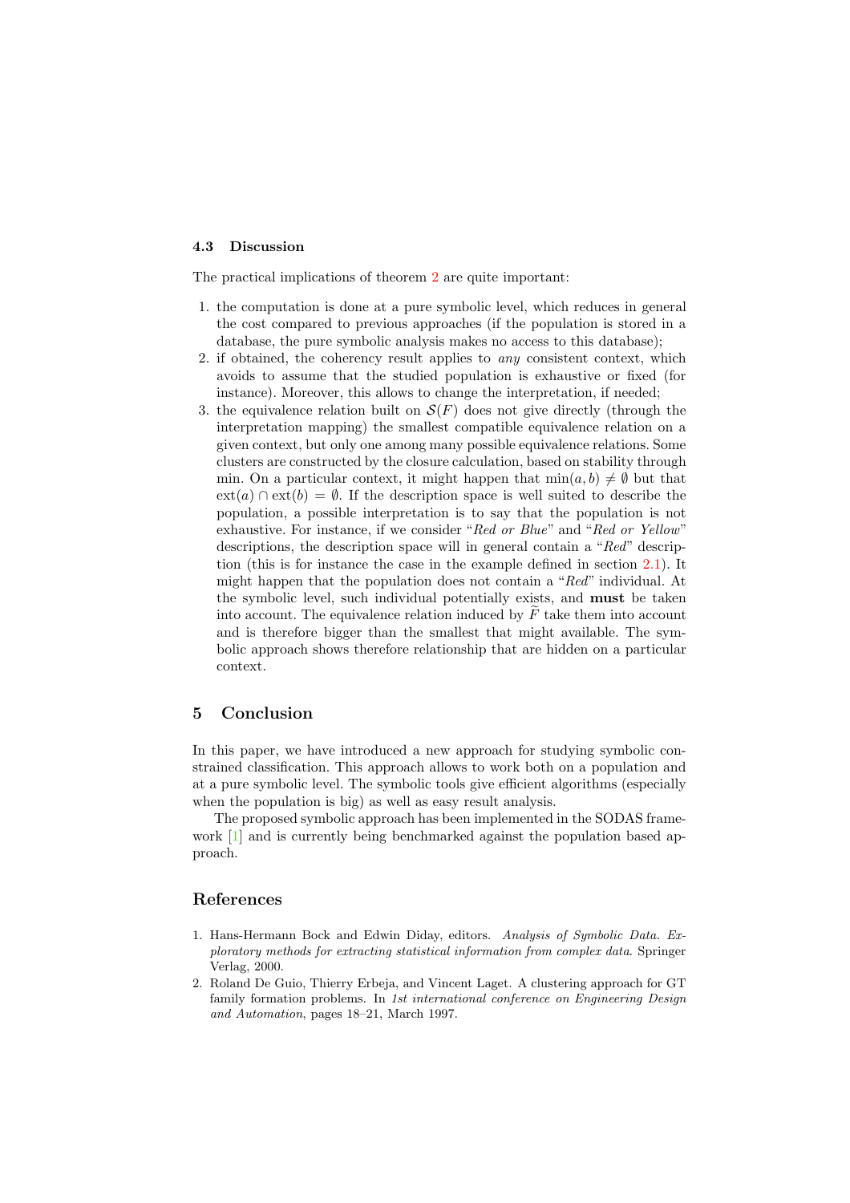### 4.3 Discussion

The practical implications of theorem 2 are quite important:

1. the computation is done at a pure symbolic level, which reduces in general the cost compared to previous approaches (if the population is stored in a database, the pure symbolic analysis makes no access to this database);
2. if obtained, the coherency result applies to *any* consistent context, which avoids to assume that the studied population is exhaustive or fixed (for instance). Moreover, this allows to change the interpretation, if needed;
3. the equivalence relation built on $\mathcal{S}(F)$ does not give directly (through the interpretation mapping) the smallest compatible equivalence relation on a given context, but only one among many possible equivalence relations. Some clusters are constructed by the closure calculation, based on stability through min. On a particular context, it might happen that $\min(a, b) \neq \emptyset$ but that $\text{ext}(a) \cap \text{ext}(b) = \emptyset$. If the description space is well suited to describe the population, a possible interpretation is to say that the population is not exhaustive. For instance, if we consider "*Red or Blue*" and "*Red or Yellow*" descriptions, the description space will in general contain a "*Red*" description (this is for instance the case in the example defined in section 2.1). It might happen that the population does not contain a "*Red*" individual. At the symbolic level, such individual potentially exists, and **must** be taken into account. The equivalence relation induced by $\widetilde{F}$ take them into account and is therefore bigger than the smallest that might available. The symbolic approach shows therefore relationship that are hidden on a particular context.

## 5 Conclusion

In this paper, we have introduced a new approach for studying symbolic constrained classification. This approach allows to work both on a population and at a pure symbolic level. The symbolic tools give efficient algorithms (especially when the population is big) as well as easy result analysis.

The proposed symbolic approach has been implemented in the SODAS framework [1] and is currently being benchmarked against the population based approach.

## References

1. Hans-Hermann Bock and Edwin Diday, editors. *Analysis of Symbolic Data. Exploratory methods for extracting statistical information from complex data*. Springer Verlag, 2000.
2. Roland De Guio, Thierry Erbeja, and Vincent Laget. A clustering approach for GT family formation problems. In *1st international conference on Engineering Design and Automation*, pages 18–21, March 1997.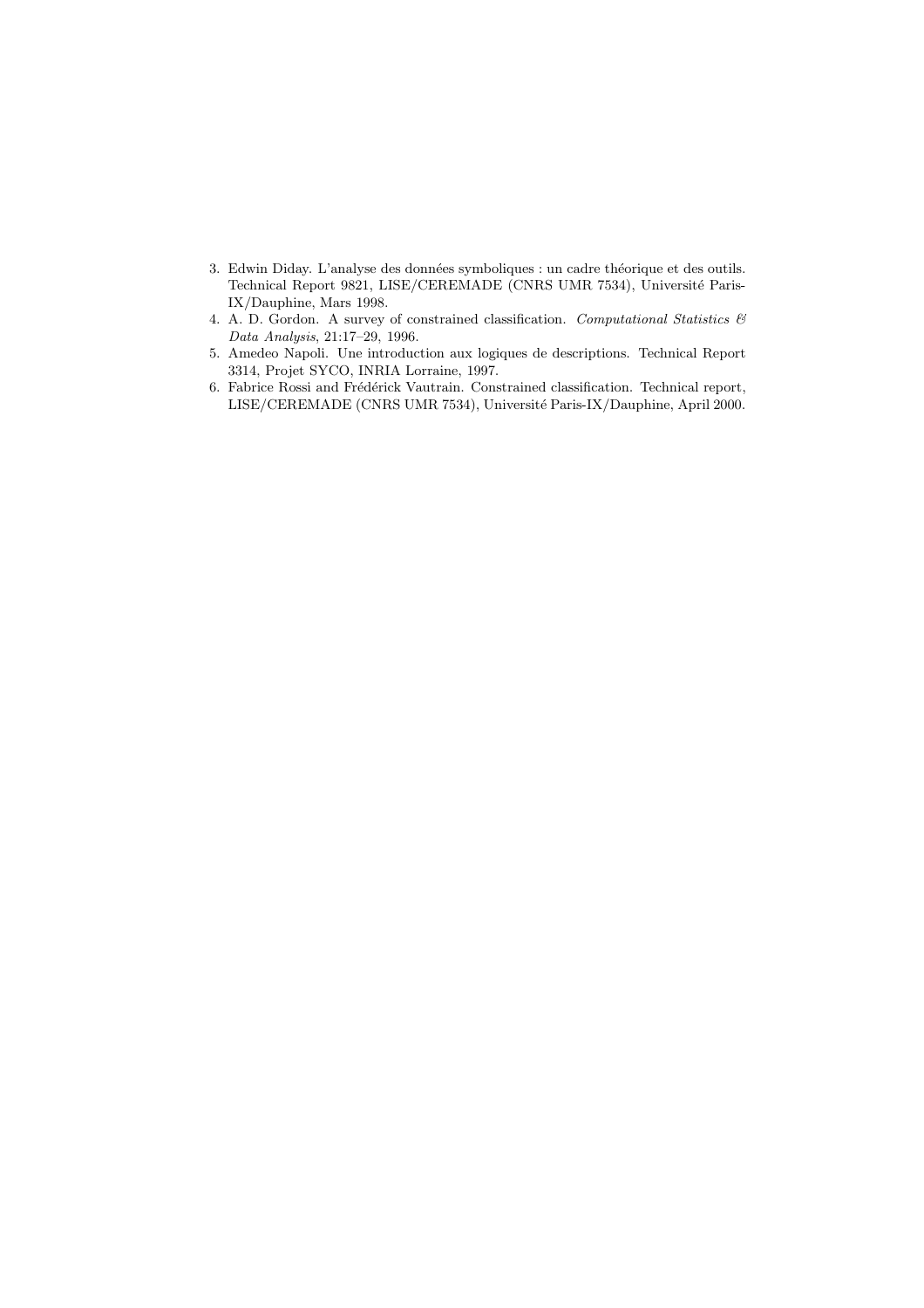3. Edwin Diday. L'analyse des données symboliques : un cadre théorique et des outils. Technical Report 9821, LISE/CEREMADE (CNRS UMR 7534), Université Paris-IX/Dauphine, Mars 1998.
4. A. D. Gordon. A survey of constrained classification. *Computational Statistics & Data Analysis*, 21:17–29, 1996.
5. Amedeo Napoli. Une introduction aux logiques de descriptions. Technical Report 3314, Projet SYCO, INRIA Lorraine, 1997.
6. Fabrice Rossi and Frédérick Vautrain. Constrained classification. Technical report, LISE/CEREMADE (CNRS UMR 7534), Université Paris-IX/Dauphine, April 2000.